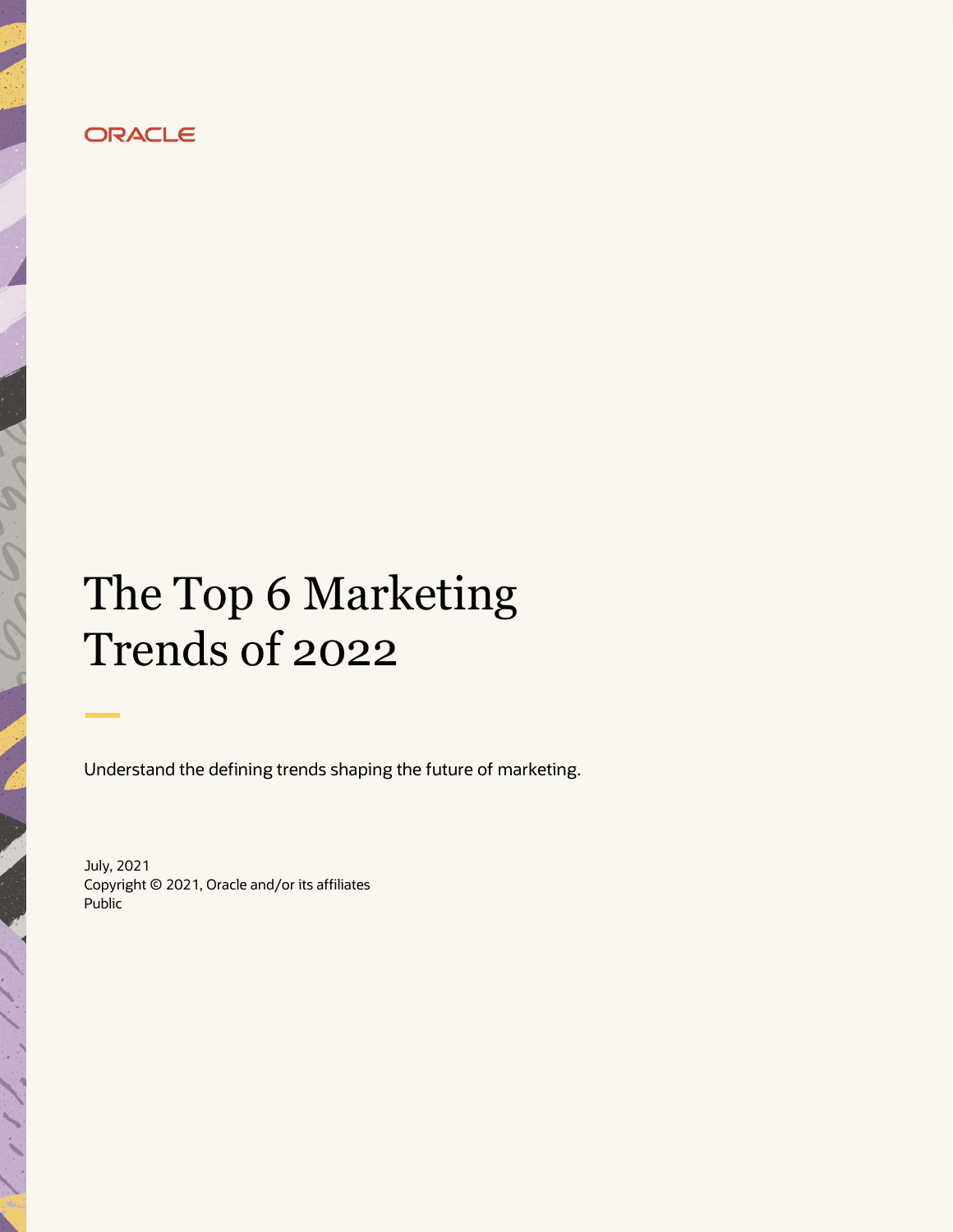ORACLE

# The Top 6 Marketing Trends of 2022

Understand the defining trends shaping the future of marketing.

July, 2021
Copyright © 2021, Oracle and/or its affiliates
Public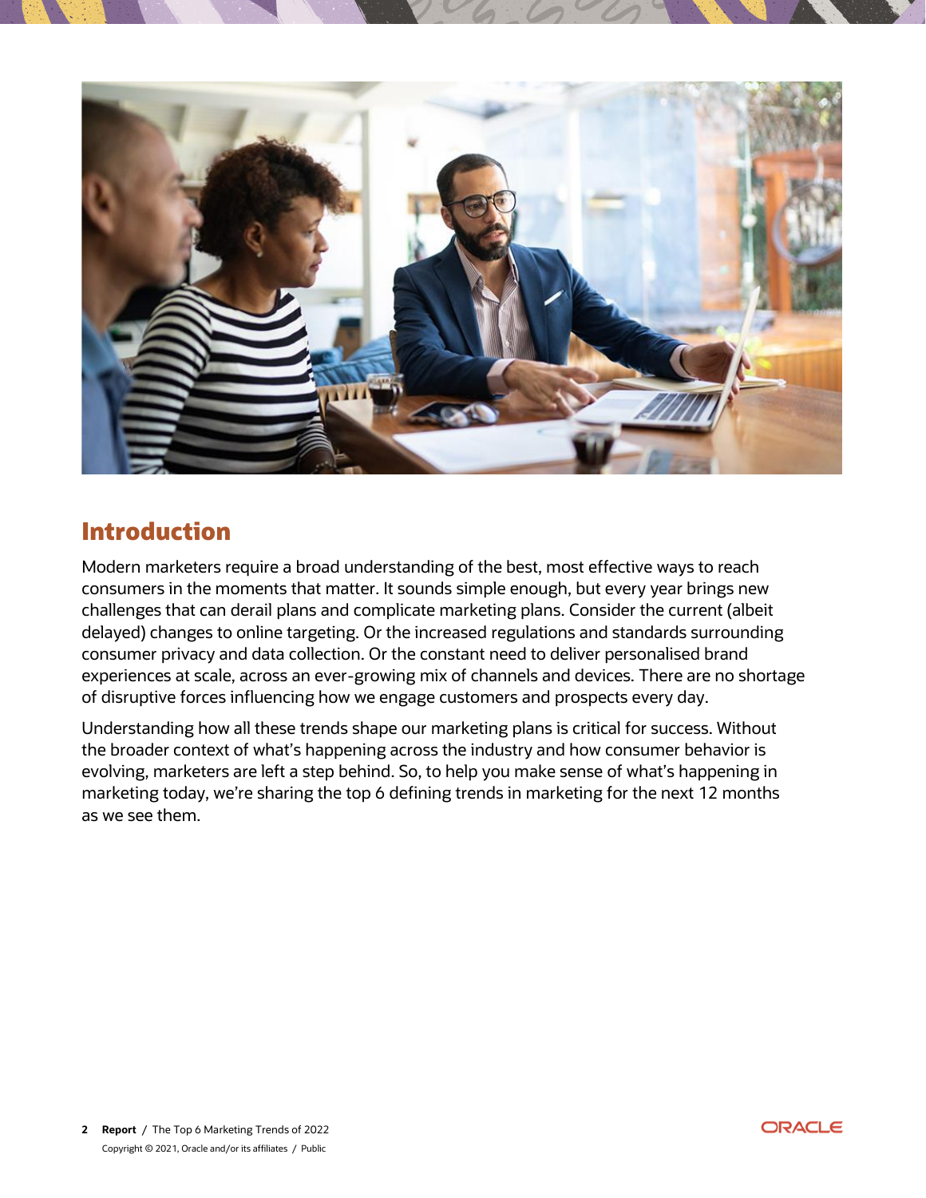## Introduction

Modern marketers require a broad understanding of the best, most effective ways to reach consumers in the moments that matter. It sounds simple enough, but every year brings new challenges that can derail plans and complicate marketing plans. Consider the current (albeit delayed) changes to online targeting. Or the increased regulations and standards surrounding consumer privacy and data collection. Or the constant need to deliver personalised brand experiences at scale, across an ever-growing mix of channels and devices. There are no shortage of disruptive forces influencing how we engage customers and prospects every day.

Understanding how all these trends shape our marketing plans is critical for success. Without the broader context of what's happening across the industry and how consumer behavior is evolving, marketers are left a step behind. So, to help you make sense of what's happening in marketing today, we're sharing the top 6 defining trends in marketing for the next 12 months as we see them.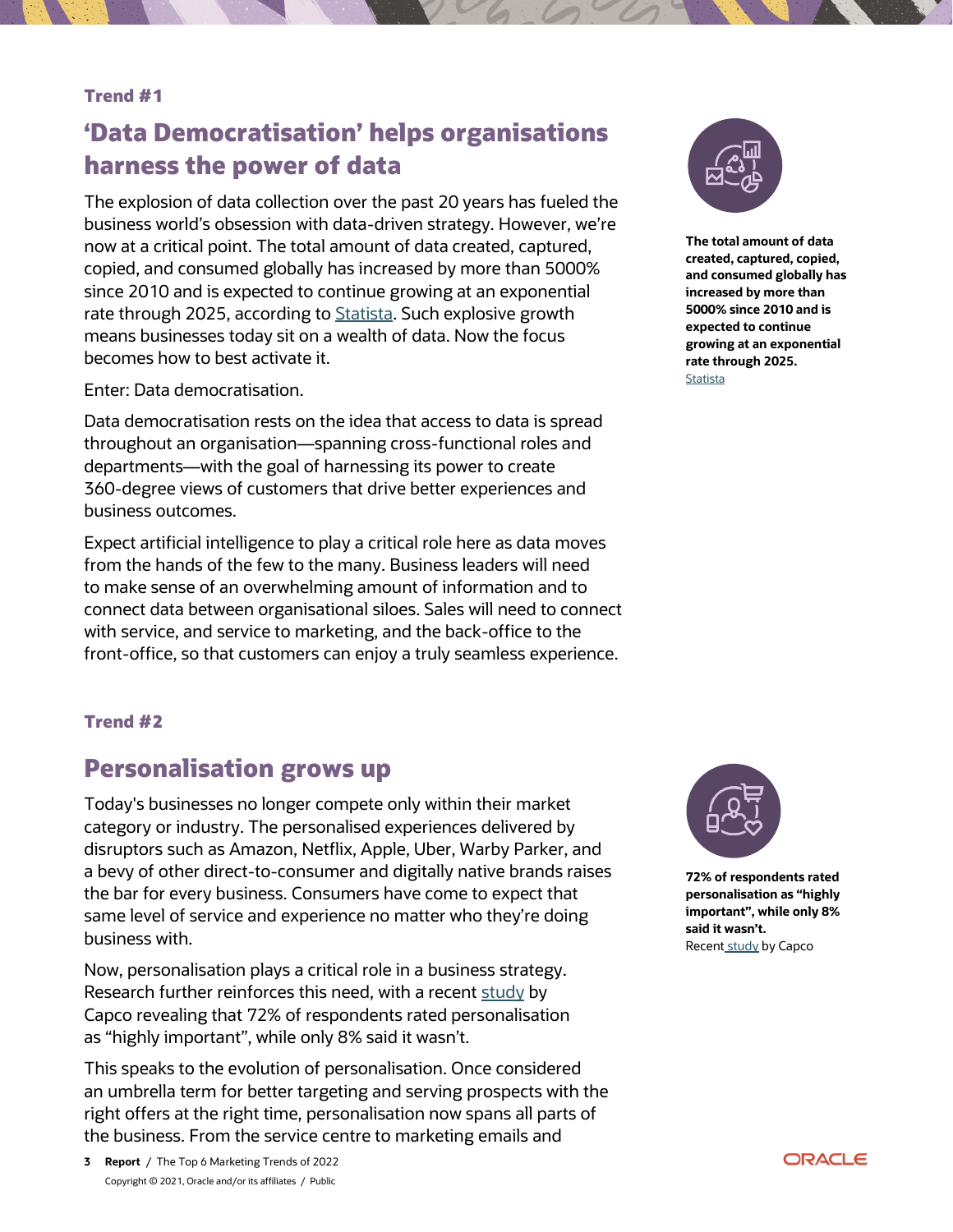Trend #1

## 'Data Democratisation' helps organisations harness the power of data

The explosion of data collection over the past 20 years has fueled the business world's obsession with data-driven strategy. However, we're now at a critical point. The total amount of data created, captured, copied, and consumed globally has increased by more than 5000% since 2010 and is expected to continue growing at an exponential rate through 2025, according to Statista. Such explosive growth means businesses today sit on a wealth of data. Now the focus becomes how to best activate it.

Enter: Data democratisation.

Data democratisation rests on the idea that access to data is spread throughout an organisation—spanning cross-functional roles and departments—with the goal of harnessing its power to create 360-degree views of customers that drive better experiences and business outcomes.

Expect artificial intelligence to play a critical role here as data moves from the hands of the few to the many. Business leaders will need to make sense of an overwhelming amount of information and to connect data between organisational siloes. Sales will need to connect with service, and service to marketing, and the back-office to the front-office, so that customers can enjoy a truly seamless experience.

**The total amount of data created, captured, copied, and consumed globally has increased by more than 5000% since 2010 and is expected to continue growing at an exponential rate through 2025.**
Statista

Trend #2

## Personalisation grows up

Today's businesses no longer compete only within their market category or industry. The personalised experiences delivered by disruptors such as Amazon, Netflix, Apple, Uber, Warby Parker, and a bevy of other direct-to-consumer and digitally native brands raises the bar for every business. Consumers have come to expect that same level of service and experience no matter who they're doing business with.

Now, personalisation plays a critical role in a business strategy. Research further reinforces this need, with a recent study by Capco revealing that 72% of respondents rated personalisation as "highly important", while only 8% said it wasn't.

This speaks to the evolution of personalisation. Once considered an umbrella term for better targeting and serving prospects with the right offers at the right time, personalisation now spans all parts of the business. From the service centre to marketing emails and

**72% of respondents rated personalisation as "highly important", while only 8% said it wasn't.**
Recent study by Capco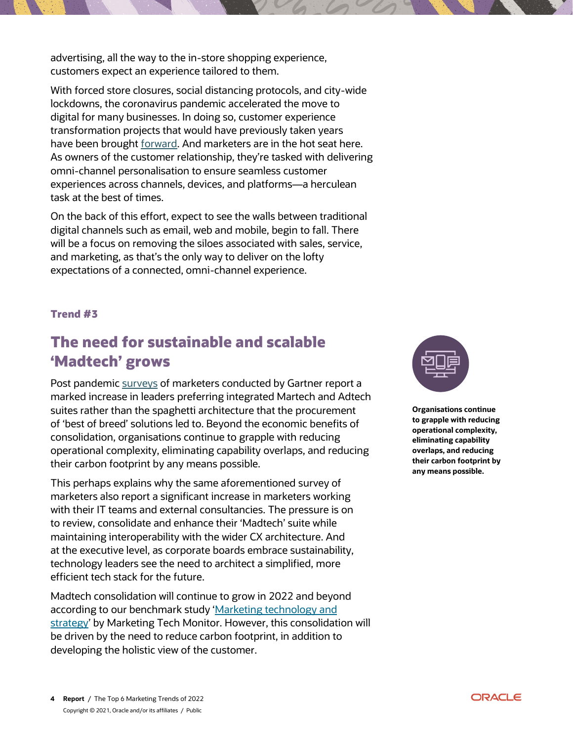advertising, all the way to the in-store shopping experience, customers expect an experience tailored to them.

With forced store closures, social distancing protocols, and city-wide lockdowns, the coronavirus pandemic accelerated the move to digital for many businesses. In doing so, customer experience transformation projects that would have previously taken years have been brought forward. And marketers are in the hot seat here. As owners of the customer relationship, they're tasked with delivering omni-channel personalisation to ensure seamless customer experiences across channels, devices, and platforms—a herculean task at the best of times.

On the back of this effort, expect to see the walls between traditional digital channels such as email, web and mobile, begin to fall. There will be a focus on removing the siloes associated with sales, service, and marketing, as that's the only way to deliver on the lofty expectations of a connected, omni-channel experience.

**Trend #3**

## The need for sustainable and scalable 'Madtech' grows

Post pandemic surveys of marketers conducted by Gartner report a marked increase in leaders preferring integrated Martech and Adtech suites rather than the spaghetti architecture that the procurement of 'best of breed' solutions led to. Beyond the economic benefits of consolidation, organisations continue to grapple with reducing operational complexity, eliminating capability overlaps, and reducing their carbon footprint by any means possible.

**Organisations continue to grapple with reducing operational complexity, eliminating capability overlaps, and reducing their carbon footprint by any means possible.**

This perhaps explains why the same aforementioned survey of marketers also report a significant increase in marketers working with their IT teams and external consultancies. The pressure is on to review, consolidate and enhance their 'Madtech' suite while maintaining interoperability with the wider CX architecture. And at the executive level, as corporate boards embrace sustainability, technology leaders see the need to architect a simplified, more efficient tech stack for the future.

Madtech consolidation will continue to grow in 2022 and beyond according to our benchmark study 'Marketing technology and strategy' by Marketing Tech Monitor. However, this consolidation will be driven by the need to reduce carbon footprint, in addition to developing the holistic view of the customer.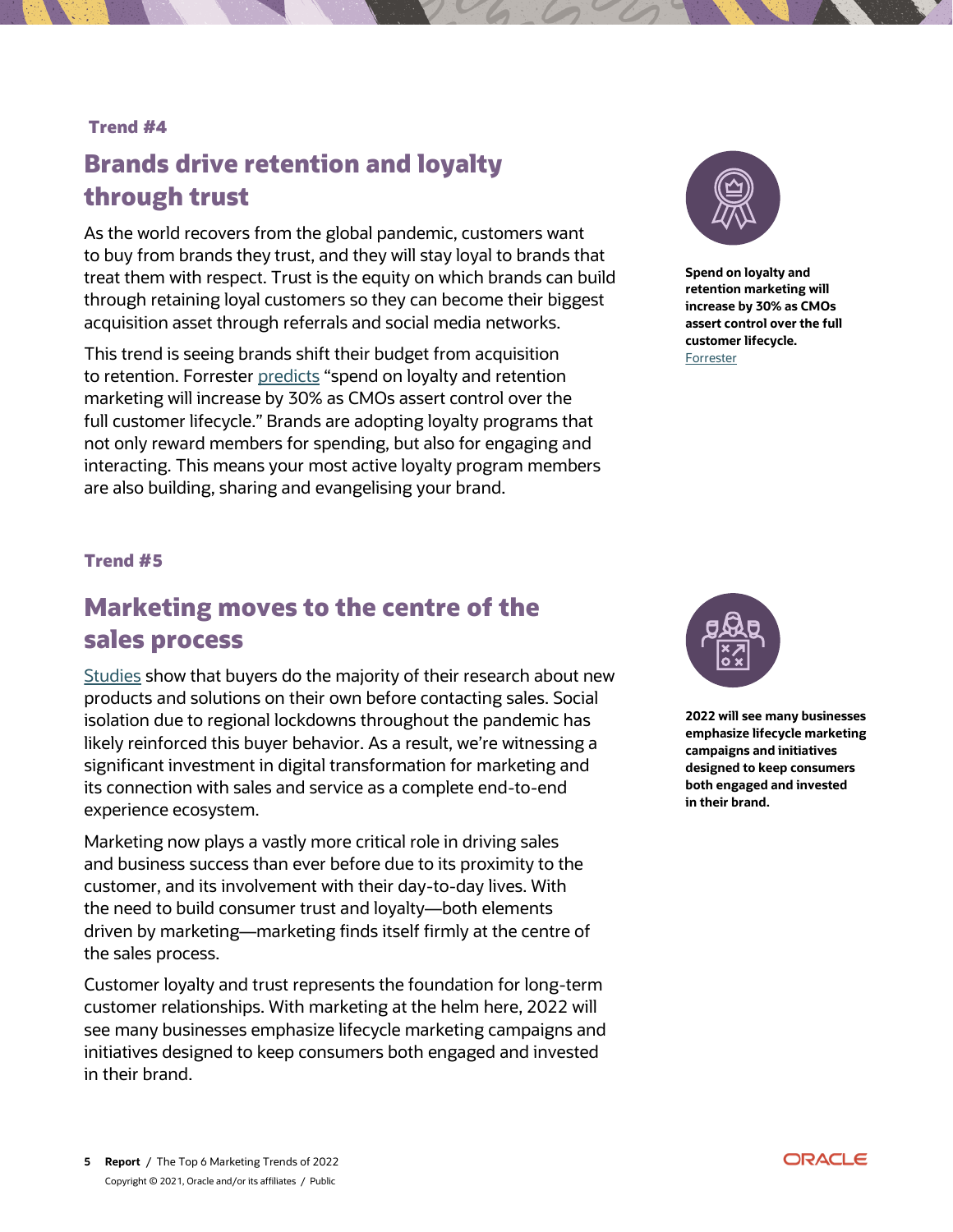**Trend #4**

## Brands drive retention and loyalty through trust

As the world recovers from the global pandemic, customers want to buy from brands they trust, and they will stay loyal to brands that treat them with respect. Trust is the equity on which brands can build through retaining loyal customers so they can become their biggest acquisition asset through referrals and social media networks.

This trend is seeing brands shift their budget from acquisition to retention. Forrester predicts "spend on loyalty and retention marketing will increase by 30% as CMOs assert control over the full customer lifecycle." Brands are adopting loyalty programs that not only reward members for spending, but also for engaging and interacting. This means your most active loyalty program members are also building, sharing and evangelising your brand.

**Spend on loyalty and retention marketing will increase by 30% as CMOs assert control over the full customer lifecycle.**
Forrester

**Trend #5**

## Marketing moves to the centre of the sales process

Studies show that buyers do the majority of their research about new products and solutions on their own before contacting sales. Social isolation due to regional lockdowns throughout the pandemic has likely reinforced this buyer behavior. As a result, we're witnessing a significant investment in digital transformation for marketing and its connection with sales and service as a complete end-to-end experience ecosystem.

Marketing now plays a vastly more critical role in driving sales and business success than ever before due to its proximity to the customer, and its involvement with their day-to-day lives. With the need to build consumer trust and loyalty—both elements driven by marketing—marketing finds itself firmly at the centre of the sales process.

Customer loyalty and trust represents the foundation for long-term customer relationships. With marketing at the helm here, 2022 will see many businesses emphasize lifecycle marketing campaigns and initiatives designed to keep consumers both engaged and invested in their brand.

**2022 will see many businesses emphasize lifecycle marketing campaigns and initiatives designed to keep consumers both engaged and invested in their brand.**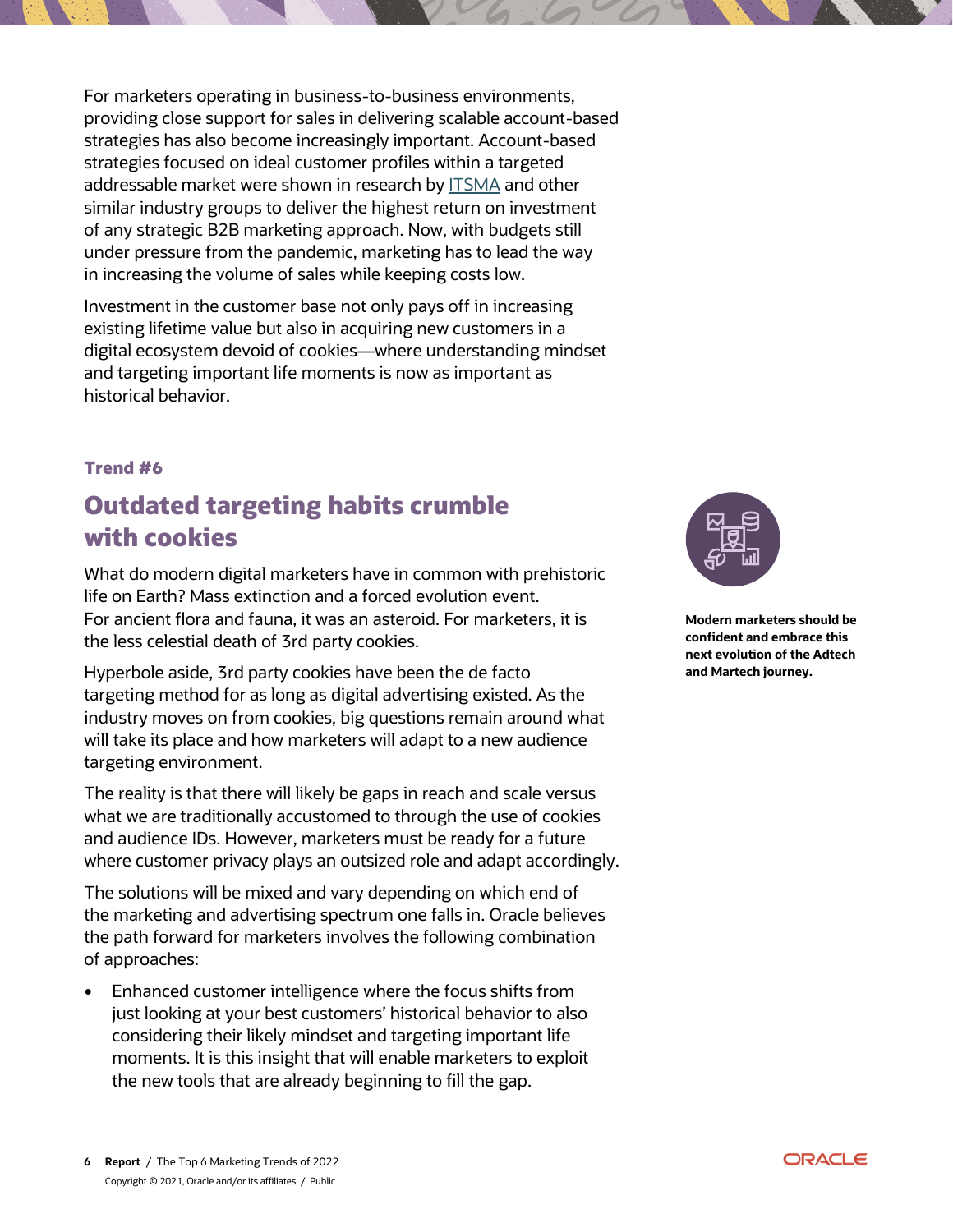For marketers operating in business-to-business environments, providing close support for sales in delivering scalable account-based strategies has also become increasingly important. Account-based strategies focused on ideal customer profiles within a targeted addressable market were shown in research by [ITSMA](#) and other similar industry groups to deliver the highest return on investment of any strategic B2B marketing approach. Now, with budgets still under pressure from the pandemic, marketing has to lead the way in increasing the volume of sales while keeping costs low.

Investment in the customer base not only pays off in increasing existing lifetime value but also in acquiring new customers in a digital ecosystem devoid of cookies—where understanding mindset and targeting important life moments is now as important as historical behavior.

**Trend #6**

## Outdated targeting habits crumble with cookies

What do modern digital marketers have in common with prehistoric life on Earth? Mass extinction and a forced evolution event. For ancient flora and fauna, it was an asteroid. For marketers, it is the less celestial death of 3rd party cookies.

Hyperbole aside, 3rd party cookies have been the de facto targeting method for as long as digital advertising existed. As the industry moves on from cookies, big questions remain around what will take its place and how marketers will adapt to a new audience targeting environment.

The reality is that there will likely be gaps in reach and scale versus what we are traditionally accustomed to through the use of cookies and audience IDs. However, marketers must be ready for a future where customer privacy plays an outsized role and adapt accordingly.

The solutions will be mixed and vary depending on which end of the marketing and advertising spectrum one falls in. Oracle believes the path forward for marketers involves the following combination of approaches:

- Enhanced customer intelligence where the focus shifts from just looking at your best customers' historical behavior to also considering their likely mindset and targeting important life moments. It is this insight that will enable marketers to exploit the new tools that are already beginning to fill the gap.

**Modern marketers should be confident and embrace this next evolution of the Adtech and Martech journey.**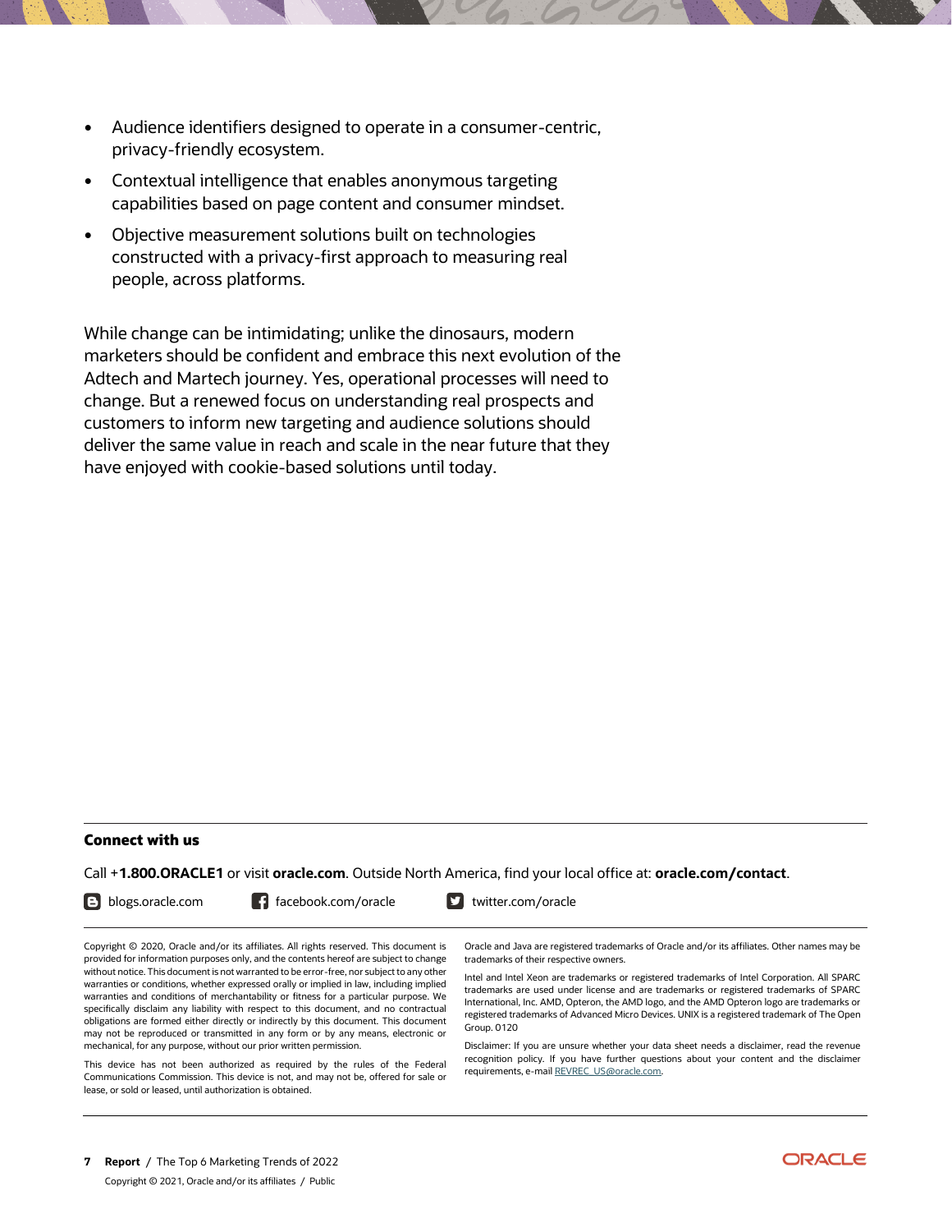- Audience identifiers designed to operate in a consumer-centric, privacy-friendly ecosystem.
- Contextual intelligence that enables anonymous targeting capabilities based on page content and consumer mindset.
- Objective measurement solutions built on technologies constructed with a privacy-first approach to measuring real people, across platforms.

While change can be intimidating; unlike the dinosaurs, modern marketers should be confident and embrace this next evolution of the Adtech and Martech journey. Yes, operational processes will need to change. But a renewed focus on understanding real prospects and customers to inform new targeting and audience solutions should deliver the same value in reach and scale in the near future that they have enjoyed with cookie-based solutions until today.

**Connect with us**

Call +**1.800.ORACLE1** or visit **oracle.com**. Outside North America, find your local office at: **oracle.com/contact**.

blogs.oracle.com facebook.com/oracle twitter.com/oracle

Copyright © 2020, Oracle and/or its affiliates. All rights reserved. This document is provided for information purposes only, and the contents hereof are subject to change without notice. This document is not warranted to be error-free, nor subject to any other warranties or conditions, whether expressed orally or implied in law, including implied warranties and conditions of merchantability or fitness for a particular purpose. We specifically disclaim any liability with respect to this document, and no contractual obligations are formed either directly or indirectly by this document. This document may not be reproduced or transmitted in any form or by any means, electronic or mechanical, for any purpose, without our prior written permission.

This device has not been authorized as required by the rules of the Federal Communications Commission. This device is not, and may not be, offered for sale or lease, or sold or leased, until authorization is obtained.

Oracle and Java are registered trademarks of Oracle and/or its affiliates. Other names may be trademarks of their respective owners.

Intel and Intel Xeon are trademarks or registered trademarks of Intel Corporation. All SPARC trademarks are used under license and are trademarks or registered trademarks of SPARC International, Inc. AMD, Opteron, the AMD logo, and the AMD Opteron logo are trademarks or registered trademarks of Advanced Micro Devices. UNIX is a registered trademark of The Open Group. 0120

Disclaimer: If you are unsure whether your data sheet needs a disclaimer, read the revenue recognition policy. If you have further questions about your content and the disclaimer requirements, e-mail REVREC_US@oracle.com.